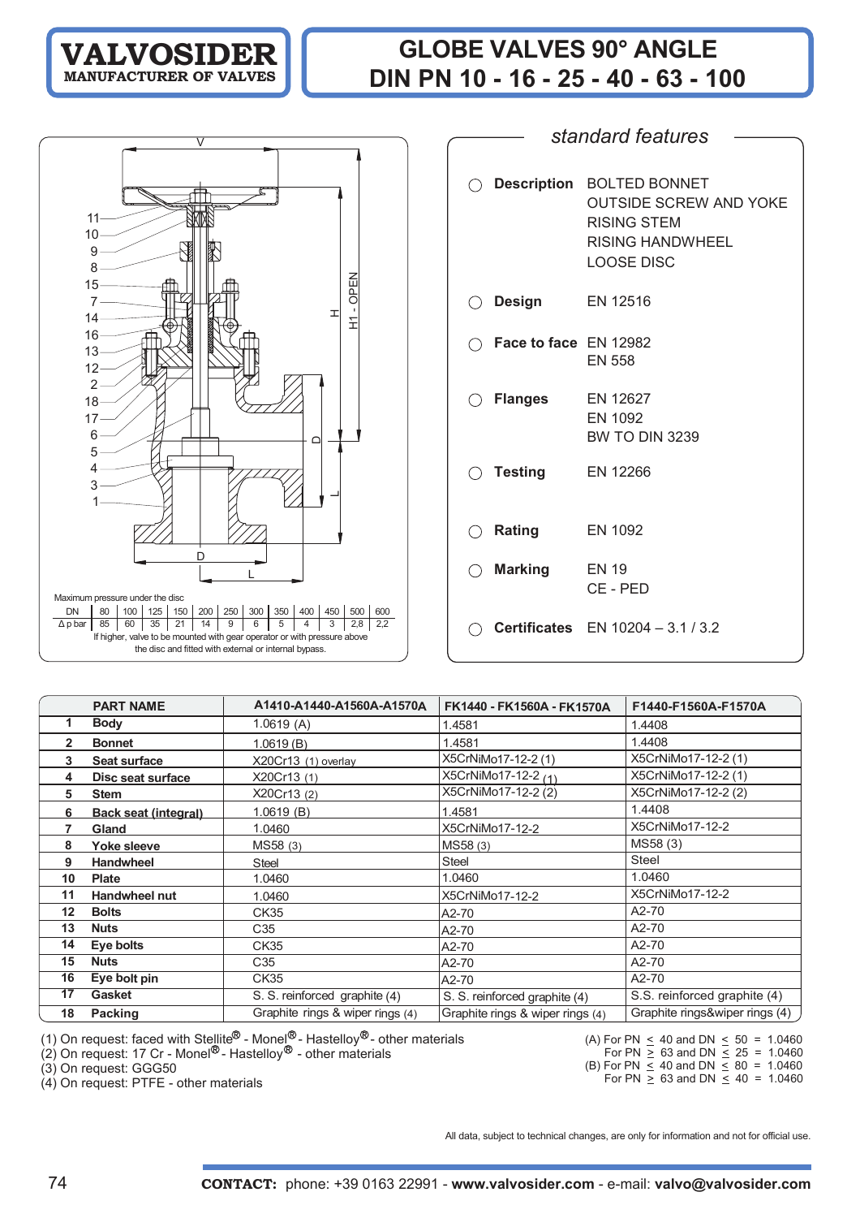**VALVOSIDER**
MANUFACTURER OF VALVES

# GLOBE VALVES 90° ANGLE
# DIN PN 10 - 16 - 25 - 40 - 63 - 100

Maximum pressure under the disc

| DN | 80 | 100 | 125 | 150 | 200 | 250 | 300 | 350 | 400 | 450 | 500 | 600 |
|---|---|---|---|---|---|---|---|---|---|---|---|---|
| Δ p bar | 85 | 60 | 35 | 21 | 14 | 9 | 6 | 5 | 4 | 3 | 2,8 | 2,2 |

If higher, valve to be mounted with gear operator or with pressure above the disc and fitted with external or internal bypass.

## *standard features*

- **Description** BOLTED BONNET
  OUTSIDE SCREW AND YOKE
  RISING STEM
  RISING HANDWHEEL
  LOOSE DISC
- **Design** EN 12516
- **Face to face** EN 12982
  EN 558
- **Flanges** EN 12627
  EN 1092
  BW TO DIN 3239
- **Testing** EN 12266
- **Rating** EN 1092
- **Marking** EN 19
  CE - PED
- **Certificates** EN 10204 – 3.1 / 3.2

| | PART NAME | A1410-A1440-A1560A-A1570A | FK1440 - FK1560A - FK1570A | F1440-F1560A-F1570A |
|---|---|---|---|---|
| 1 | Body | 1.0619 (A) | 1.4581 | 1.4408 |
| 2 | Bonnet | 1.0619 (B) | 1.4581 | 1.4408 |
| 3 | Seat surface | X20Cr13 (1) overlay | X5CrNiMo17-12-2 (1) | X5CrNiMo17-12-2 (1) |
| 4 | Disc seat surface | X20Cr13 (1) | X5CrNiMo17-12-2 (1) | X5CrNiMo17-12-2 (1) |
| 5 | Stem | X20Cr13 (2) | X5CrNiMo17-12-2 (2) | X5CrNiMo17-12-2 (2) |
| 6 | Back seat (integral) | 1.0619 (B) | 1.4581 | 1.4408 |
| 7 | Gland | 1.0460 | X5CrNiMo17-12-2 | X5CrNiMo17-12-2 |
| 8 | Yoke sleeve | MS58 (3) | MS58 (3) | MS58 (3) |
| 9 | Handwheel | Steel | Steel | Steel |
| 10 | Plate | 1.0460 | 1.0460 | 1.0460 |
| 11 | Handwheel nut | 1.0460 | X5CrNiMo17-12-2 | X5CrNiMo17-12-2 |
| 12 | Bolts | CK35 | A2-70 | A2-70 |
| 13 | Nuts | C35 | A2-70 | A2-70 |
| 14 | Eye bolts | CK35 | A2-70 | A2-70 |
| 15 | Nuts | C35 | A2-70 | A2-70 |
| 16 | Eye bolt pin | CK35 | A2-70 | A2-70 |
| 17 | Gasket | S. S. reinforced graphite (4) | S. S. reinforced graphite (4) | S.S. reinforced graphite (4) |
| 18 | Packing | Graphite rings & wiper rings (4) | Graphite rings & wiper rings (4) | Graphite rings&wiper rings (4) |

(1) On request: faced with Stellite® - Monel® - Hastelloy® - other materials
(2) On request: 17 Cr - Monel® - Hastelloy® - other materials
(3) On request: GGG50
(4) On request: PTFE - other materials

(A) For PN ≤ 40 and DN ≤ 50 = 1.0460
For PN ≥ 63 and DN ≤ 25 = 1.0460
(B) For PN ≤ 40 and DN ≤ 80 = 1.0460
For PN ≥ 63 and DN ≤ 40 = 1.0460

All data, subject to technical changes, are only for information and not for official use.

**CONTACT:** phone: +39 0163 22991 - **www.valvosider.com** - e-mail: **valvo@valvosider.com**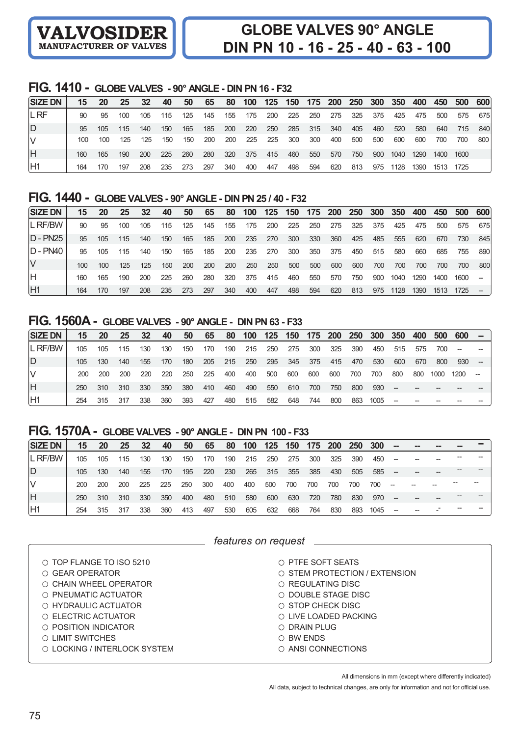# VALVOSIDER
MANUFACTURER OF VALVES

# GLOBE VALVES 90° ANGLE DIN PN 10 - 16 - 25 - 40 - 63 - 100

## FIG. 1410 - GLOBE VALVES - 90° ANGLE - DIN PN 16 - F32

| SIZE DN | 15 | 20 | 25 | 32 | 40 | 50 | 65 | 80 | 100 | 125 | 150 | 175 | 200 | 250 | 300 | 350 | 400 | 450 | 500 | 600 |
|---|---|---|---|---|---|---|---|---|---|---|---|---|---|---|---|---|---|---|---|---|
| L RF | 90 | 95 | 100 | 105 | 115 | 125 | 145 | 155 | 175 | 200 | 225 | 250 | 275 | 325 | 375 | 425 | 475 | 500 | 575 | 675 |
| D | 95 | 105 | 115 | 140 | 150 | 165 | 185 | 200 | 220 | 250 | 285 | 315 | 340 | 405 | 460 | 520 | 580 | 640 | 715 | 840 |
| V | 100 | 100 | 125 | 125 | 150 | 150 | 200 | 200 | 225 | 225 | 300 | 300 | 400 | 500 | 500 | 600 | 600 | 700 | 700 | 800 |
| H | 160 | 165 | 190 | 200 | 225 | 260 | 280 | 320 | 375 | 415 | 460 | 550 | 570 | 750 | 900 | 1040 | 1290 | 1400 | 1600 | |
| H1 | 164 | 170 | 197 | 208 | 235 | 273 | 297 | 340 | 400 | 447 | 498 | 594 | 620 | 813 | 975 | 1128 | 1390 | 1513 | 1725 | |

## FIG. 1440 - GLOBE VALVES - 90° ANGLE - DIN PN 25 / 40 - F32

| SIZE DN | 15 | 20 | 25 | 32 | 40 | 50 | 65 | 80 | 100 | 125 | 150 | 175 | 200 | 250 | 300 | 350 | 400 | 450 | 500 | 600 |
|---|---|---|---|---|---|---|---|---|---|---|---|---|---|---|---|---|---|---|---|---|
| L RF/BW | 90 | 95 | 100 | 105 | 115 | 125 | 145 | 155 | 175 | 200 | 225 | 250 | 275 | 325 | 375 | 425 | 475 | 500 | 575 | 675 |
| D - PN25 | 95 | 105 | 115 | 140 | 150 | 165 | 185 | 200 | 235 | 270 | 300 | 330 | 360 | 425 | 485 | 555 | 620 | 670 | 730 | 845 |
| D - PN40 | 95 | 105 | 115 | 140 | 150 | 165 | 185 | 200 | 235 | 270 | 300 | 350 | 375 | 450 | 515 | 580 | 660 | 685 | 755 | 890 |
| V | 100 | 100 | 125 | 125 | 150 | 200 | 200 | 200 | 250 | 250 | 500 | 500 | 600 | 600 | 700 | 700 | 700 | 700 | 700 | 800 |
| H | 160 | 165 | 190 | 200 | 225 | 260 | 280 | 320 | 375 | 415 | 460 | 550 | 570 | 750 | 900 | 1040 | 1290 | 1400 | 1600 | – |
| H1 | 164 | 170 | 197 | 208 | 235 | 273 | 297 | 340 | 400 | 447 | 498 | 594 | 620 | 813 | 975 | 1128 | 1390 | 1513 | 1725 | – |

## FIG. 1560A - GLOBE VALVES - 90° ANGLE - DIN PN 63 - F33

| SIZE DN | 15 | 20 | 25 | 32 | 40 | 50 | 65 | 80 | 100 | 125 | 150 | 175 | 200 | 250 | 300 | 350 | 400 | 500 | 600 | -- |
|---|---|---|---|---|---|---|---|---|---|---|---|---|---|---|---|---|---|---|---|---|
| L RF/BW | 105 | 105 | 115 | 130 | 130 | 150 | 170 | 190 | 215 | 250 | 275 | 300 | 325 | 390 | 450 | 515 | 575 | 700 | -- | -- |
| D | 105 | 130 | 140 | 155 | 170 | 180 | 205 | 215 | 250 | 295 | 345 | 375 | 415 | 470 | 530 | 600 | 670 | 800 | 930 | -- |
| V | 200 | 200 | 200 | 220 | 220 | 250 | 225 | 400 | 400 | 500 | 600 | 600 | 600 | 700 | 700 | 800 | 800 | 1000 | 1200 | -- |
| H | 250 | 310 | 310 | 330 | 350 | 380 | 410 | 460 | 490 | 550 | 610 | 700 | 750 | 800 | 930 | -- | -- | -- | -- | -- |
| H1 | 254 | 315 | 317 | 338 | 360 | 393 | 427 | 480 | 515 | 582 | 648 | 744 | 800 | 863 | 1005 | -- | -- | -- | -- | -- |

## FIG. 1570A - GLOBE VALVES - 90° ANGLE - DIN PN 100 - F33

| SIZE DN | 15 | 20 | 25 | 32 | 40 | 50 | 65 | 80 | 100 | 125 | 150 | 175 | 200 | 250 | 300 | -- | -- | -- | -- | -- |
|---|---|---|---|---|---|---|---|---|---|---|---|---|---|---|---|---|---|---|---|---|
| L RF/BW | 105 | 105 | 115 | 130 | 130 | 150 | 170 | 190 | 215 | 250 | 275 | 300 | 325 | 390 | 450 | -- | -- | -- | -- | -- |
| D | 105 | 130 | 140 | 155 | 170 | 195 | 220 | 230 | 265 | 315 | 355 | 385 | 430 | 505 | 585 | -- | -- | -- | -- | -- |
| V | 200 | 200 | 200 | 225 | 225 | 250 | 300 | 400 | 400 | 500 | 700 | 700 | 700 | 700 | 700 | -- | -- | -- | -- | -- |
| H | 250 | 310 | 310 | 330 | 350 | 400 | 480 | 510 | 580 | 600 | 630 | 720 | 780 | 830 | 970 | -- | -- | -- | -- | -- |
| H1 | 254 | 315 | 317 | 338 | 360 | 413 | 497 | 530 | 605 | 632 | 668 | 764 | 830 | 893 | 1045 | -- | -- | -- | -- | -- |

*features on request*

- TOP FLANGE TO ISO 5210
- GEAR OPERATOR
- CHAIN WHEEL OPERATOR
- PNEUMATIC ACTUATOR
- HYDRAULIC ACTUATOR
- ELECTRIC ACTUATOR
- POSITION INDICATOR
- LIMIT SWITCHES
- LOCKING / INTERLOCK SYSTEM
- PTFE SOFT SEATS
- STEM PROTECTION / EXTENSION
- REGULATING DISC
- DOUBLE STAGE DISC
- STOP CHECK DISC
- LIVE LOADED PACKING
- DRAIN PLUG
- BW ENDS
- ANSI CONNECTIONS

All dimensions in mm (except where differently indicated)

All data, subject to technical changes, are only for information and not for official use.